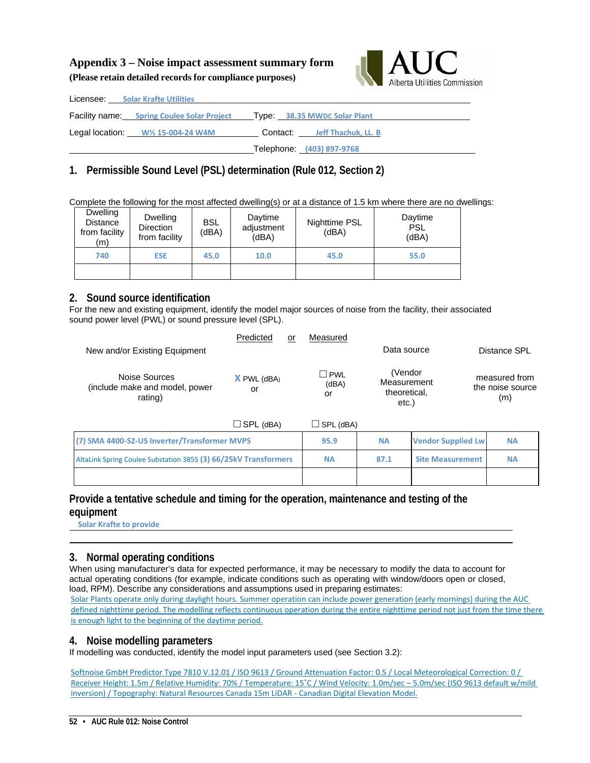# Appendix 3 – Noise impact assessment summary form

**(Please retain detailed records for compliance purposes)**

Licensee: Solar Krafte Utilities

Facility name: Spring Coulee Solar Project    Type: 38.35 MWDC Solar Plant

Legal location: W½ 15-004-24 W4M    Contact: Jeff Thachuk, LL. B

Telephone: (403) 897-9768

## 1. Permissible Sound Level (PSL) determination (Rule 012, Section 2)

Complete the following for the most affected dwelling(s) or at a distance of 1.5 km where there are no dwellings:

| Dwelling Distance from facility (m) | Dwelling Direction from facility | BSL (dBA) | Daytime adjustment (dBA) | Nighttime PSL (dBA) | Daytime PSL (dBA) |
|---|---|---|---|---|---|
| 740 | ESE | 45.0 | 10.0 | 45.0 | 55.0 |
| | | | | | |

## 2. Sound source identification

For the new and existing equipment, identify the model major sources of noise from the facility, their associated sound power level (PWL) or sound pressure level (SPL).

| New and/or Existing Equipment<br>Noise Sources (include make and model, power rating) | Predicted<br>X PWL (dBA) or<br>☐ SPL (dBA) | Measured<br>☐ PWL (dBA) or<br>☐ SPL (dBA) | Data source (Vendor Measurement theoretical, etc.) | Distance SPL measured from the noise source (m) |
|---|---|---|---|---|
| (7) SMA 4400-S2-US Inverter/Transformer MVPS | 95.9 | NA | Vendor Supplied Lw | NA |
| AltaLink Spring Coulee Substation 385S (3) 66/25kV Transformers | NA | 87.1 | Site Measurement | NA |
| | | | | |

### Provide a tentative schedule and timing for the operation, maintenance and testing of the equipment

Solar Krafte to provide

## 3. Normal operating conditions

When using manufacturer's data for expected performance, it may be necessary to modify the data to account for actual operating conditions (for example, indicate conditions such as operating with window/doors open or closed, load, RPM). Describe any considerations and assumptions used in preparing estimates:

Solar Plants operate only during daylight hours. Summer operation can include power generation (early mornings) during the AUC defined nighttime period. The modelling reflects continuous operation during the entire nighttime period not just from the time there is enough light to the beginning of the daytime period.

## 4. Noise modelling parameters

If modelling was conducted, identify the model input parameters used (see Section 3.2):

Softnoise GmbH Predictor Type 7810 V.12.01 / ISO 9613 / Ground Attenuation Factor: 0.5 / Local Meteorological Correction: 0 / Receiver Height: 1.5m / Relative Humidity: 70% / Temperature: 15˚C / Wind Velocity: 1.0m/sec – 5.0m/sec (ISO 9613 default w/mild inversion) / Topography: Natural Resources Canada 15m LiDAR - Canadian Digital Elevation Model.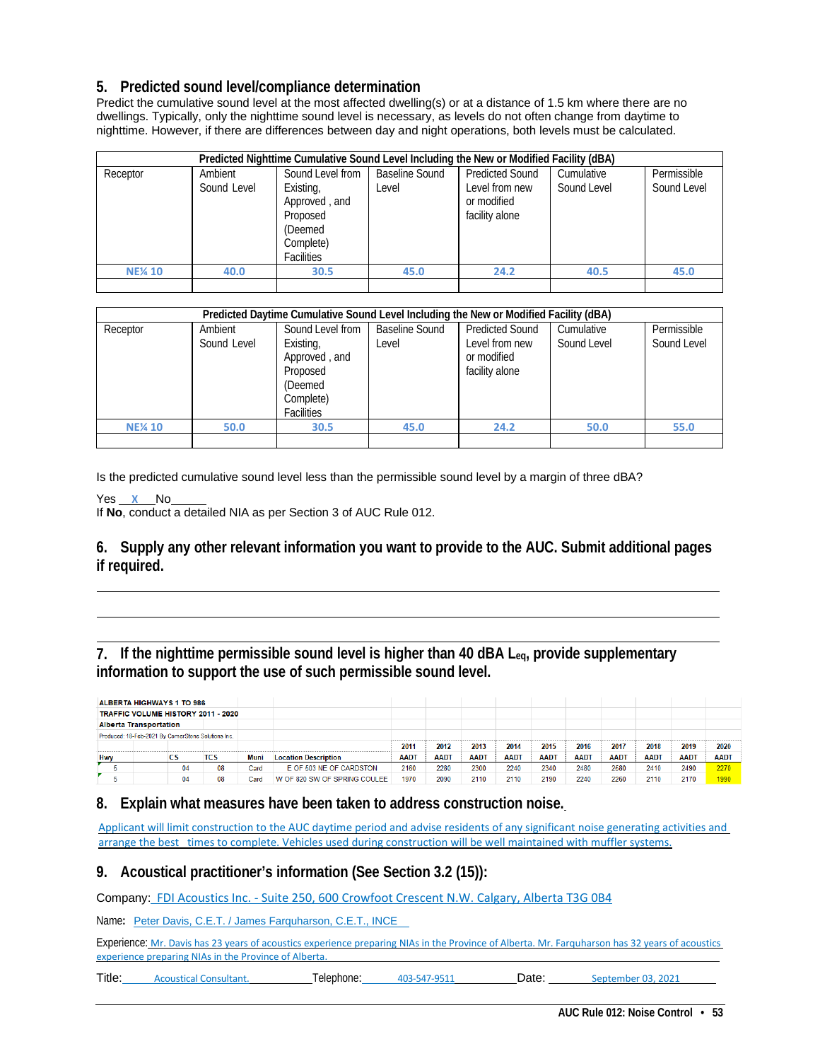## 5. Predicted sound level/compliance determination

Predict the cumulative sound level at the most affected dwelling(s) or at a distance of 1.5 km where there are no dwellings. Typically, only the nighttime sound level is necessary, as levels do not often change from daytime to nighttime. However, if there are differences between day and night operations, both levels must be calculated.

| Predicted Nighttime Cumulative Sound Level Including the New or Modified Facility (dBA) | | | | | | |
|---|---|---|---|---|---|---|
| Receptor | Ambient Sound Level | Sound Level from Existing, Approved , and Proposed (Deemed Complete) Facilities | Baseline Sound Level | Predicted Sound Level from new or modified facility alone | Cumulative Sound Level | Permissible Sound Level |
| NE¼ 10 | 40.0 | 30.5 | 45.0 | 24.2 | 40.5 | 45.0 |
| | | | | | | |

| Predicted Daytime Cumulative Sound Level Including the New or Modified Facility (dBA) | | | | | | |
|---|---|---|---|---|---|---|
| Receptor | Ambient Sound Level | Sound Level from Existing, Approved , and Proposed (Deemed Complete) Facilities | Baseline Sound Level | Predicted Sound Level from new or modified facility alone | Cumulative Sound Level | Permissible Sound Level |
| NE¼ 10 | 50.0 | 30.5 | 45.0 | 24.2 | 50.0 | 55.0 |
| | | | | | | |

Is the predicted cumulative sound level less than the permissible sound level by a margin of three dBA?

Yes \_\_X\_\_ No\_\_\_\_\_\_

If **No**, conduct a detailed NIA as per Section 3 of AUC Rule 012.

## 6. Supply any other relevant information you want to provide to the AUC. Submit additional pages if required.

## 7. If the nighttime permissible sound level is higher than 40 dBA $L_{eq}$, provide supplementary information to support the use of such permissible sound level.

ALBERTA HIGHWAYS 1 TO 986
TRAFFIC VOLUME HISTORY 2011 - 2020
Alberta Transportation
Produced: 18-Feb-2021 By CornerStone Solutions Inc.

| Hwy | CS | TCS | Muni | Location Description | 2011 AADT | 2012 AADT | 2013 AADT | 2014 AADT | 2015 AADT | 2016 AADT | 2017 AADT | 2018 AADT | 2019 AADT | 2020 AADT |
|---|---|---|---|---|---|---|---|---|---|---|---|---|---|---|
| 5 | 04 | 08 | Card | E OF 503 NE OF CARDSTON | 2160 | 2280 | 2300 | 2240 | 2340 | 2480 | 2580 | 2410 | 2490 | 2270 |
| 5 | 04 | 08 | Card | W OF 820 SW OF SPRING COULEE | 1970 | 2090 | 2110 | 2110 | 2190 | 2240 | 2260 | 2110 | 2170 | 1990 |

## 8. Explain what measures have been taken to address construction noise.

Applicant will limit construction to the AUC daytime period and advise residents of any significant noise generating activities and arrange the best times to complete. Vehicles used during construction will be well maintained with muffler systems.

## 9. Acoustical practitioner's information (See Section 3.2 (15)):

Company: FDI Acoustics Inc. - Suite 250, 600 Crowfoot Crescent N.W. Calgary, Alberta T3G 0B4

Name: Peter Davis, C.E.T. / James Farquharson, C.E.T., INCE

Experience: Mr. Davis has 23 years of acoustics experience preparing NIAs in the Province of Alberta. Mr. Farquharson has 32 years of acoustics experience preparing NIAs in the Province of Alberta.

Title: Acoustical Consultant. Telephone: 403-547-9511 Date: September 03, 2021